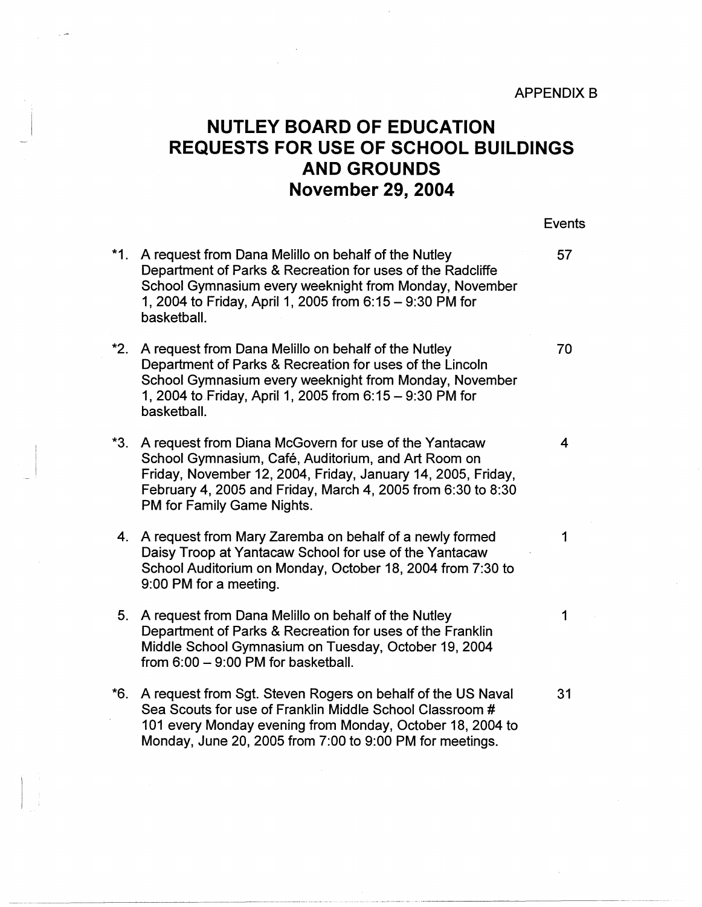APPENDIX B

# NUTLEY BOARD OF EDUCATION
# REQUESTS FOR USE OF SCHOOL BUILDINGS AND GROUNDS
# November 29, 2004

| | | Events |
|---|---|---|
| *1. | A request from Dana Melillo on behalf of the Nutley Department of Parks & Recreation for uses of the Radcliffe School Gymnasium every weeknight from Monday, November 1, 2004 to Friday, April 1, 2005 from 6:15 – 9:30 PM for basketball. | 57 |
| *2. | A request from Dana Melillo on behalf of the Nutley Department of Parks & Recreation for uses of the Lincoln School Gymnasium every weeknight from Monday, November 1, 2004 to Friday, April 1, 2005 from 6:15 – 9:30 PM for basketball. | 70 |
| *3. | A request from Diana McGovern for use of the Yantacaw School Gymnasium, Café, Auditorium, and Art Room on Friday, November 12, 2004, Friday, January 14, 2005, Friday, February 4, 2005 and Friday, March 4, 2005 from 6:30 to 8:30 PM for Family Game Nights. | 4 |
| 4. | A request from Mary Zaremba on behalf of a newly formed Daisy Troop at Yantacaw School for use of the Yantacaw School Auditorium on Monday, October 18, 2004 from 7:30 to 9:00 PM for a meeting. | 1 |
| 5. | A request from Dana Melillo on behalf of the Nutley Department of Parks & Recreation for uses of the Franklin Middle School Gymnasium on Tuesday, October 19, 2004 from 6:00 – 9:00 PM for basketball. | 1 |
| *6. | A request from Sgt. Steven Rogers on behalf of the US Naval Sea Scouts for use of Franklin Middle School Classroom # 101 every Monday evening from Monday, October 18, 2004 to Monday, June 20, 2005 from 7:00 to 9:00 PM for meetings. | 31 |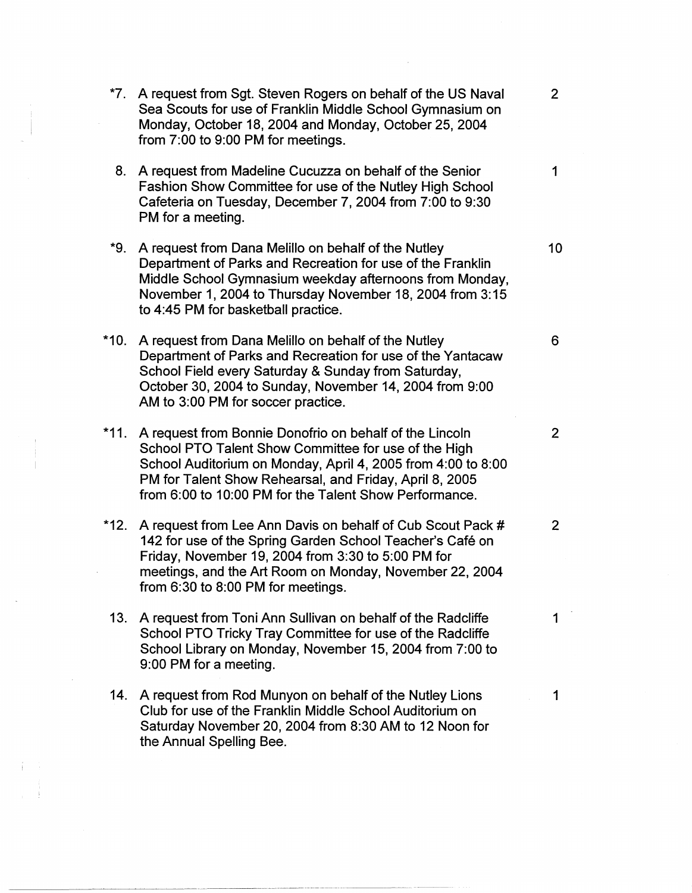*7. A request from Sgt. Steven Rogers on behalf of the US Naval Sea Scouts for use of Franklin Middle School Gymnasium on Monday, October 18, 2004 and Monday, October 25, 2004 from 7:00 to 9:00 PM for meetings. — 2

8. A request from Madeline Cucuzza on behalf of the Senior Fashion Show Committee for use of the Nutley High School Cafeteria on Tuesday, December 7, 2004 from 7:00 to 9:30 PM for a meeting. — 1

*9. A request from Dana Melillo on behalf of the Nutley Department of Parks and Recreation for use of the Franklin Middle School Gymnasium weekday afternoons from Monday, November 1, 2004 to Thursday November 18, 2004 from 3:15 to 4:45 PM for basketball practice. — 10

*10. A request from Dana Melillo on behalf of the Nutley Department of Parks and Recreation for use of the Yantacaw School Field every Saturday & Sunday from Saturday, October 30, 2004 to Sunday, November 14, 2004 from 9:00 AM to 3:00 PM for soccer practice. — 6

*11. A request from Bonnie Donofrio on behalf of the Lincoln School PTO Talent Show Committee for use of the High School Auditorium on Monday, April 4, 2005 from 4:00 to 8:00 PM for Talent Show Rehearsal, and Friday, April 8, 2005 from 6:00 to 10:00 PM for the Talent Show Performance. — 2

*12. A request from Lee Ann Davis on behalf of Cub Scout Pack # 142 for use of the Spring Garden School Teacher's Café on Friday, November 19, 2004 from 3:30 to 5:00 PM for meetings, and the Art Room on Monday, November 22, 2004 from 6:30 to 8:00 PM for meetings. — 2

13. A request from Toni Ann Sullivan on behalf of the Radcliffe School PTO Tricky Tray Committee for use of the Radcliffe School Library on Monday, November 15, 2004 from 7:00 to 9:00 PM for a meeting. — 1

14. A request from Rod Munyon on behalf of the Nutley Lions Club for use of the Franklin Middle School Auditorium on Saturday November 20, 2004 from 8:30 AM to 12 Noon for the Annual Spelling Bee. — 1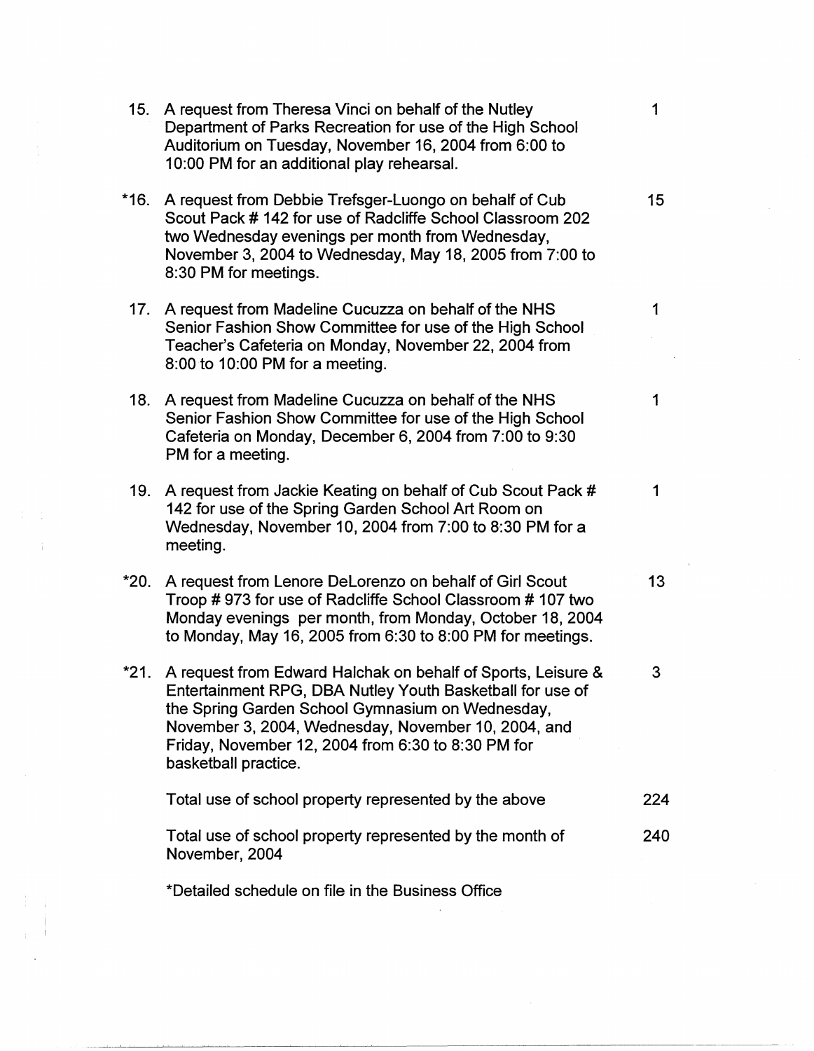| | | |
|---|---|---|
| 15. | A request from Theresa Vinci on behalf of the Nutley Department of Parks Recreation for use of the High School Auditorium on Tuesday, November 16, 2004 from 6:00 to 10:00 PM for an additional play rehearsal. | 1 |
| *16. | A request from Debbie Trefsger-Luongo on behalf of Cub Scout Pack # 142 for use of Radcliffe School Classroom 202 two Wednesday evenings per month from Wednesday, November 3, 2004 to Wednesday, May 18, 2005 from 7:00 to 8:30 PM for meetings. | 15 |
| 17. | A request from Madeline Cucuzza on behalf of the NHS Senior Fashion Show Committee for use of the High School Teacher's Cafeteria on Monday, November 22, 2004 from 8:00 to 10:00 PM for a meeting. | 1 |
| 18. | A request from Madeline Cucuzza on behalf of the NHS Senior Fashion Show Committee for use of the High School Cafeteria on Monday, December 6, 2004 from 7:00 to 9:30 PM for a meeting. | 1 |
| 19. | A request from Jackie Keating on behalf of Cub Scout Pack # 142 for use of the Spring Garden School Art Room on Wednesday, November 10, 2004 from 7:00 to 8:30 PM for a meeting. | 1 |
| *20. | A request from Lenore DeLorenzo on behalf of Girl Scout Troop # 973 for use of Radcliffe School Classroom # 107 two Monday evenings per month, from Monday, October 18, 2004 to Monday, May 16, 2005 from 6:30 to 8:00 PM for meetings. | 13 |
| *21. | A request from Edward Halchak on behalf of Sports, Leisure & Entertainment RPG, DBA Nutley Youth Basketball for use of the Spring Garden School Gymnasium on Wednesday, November 3, 2004, Wednesday, November 10, 2004, and Friday, November 12, 2004 from 6:30 to 8:30 PM for basketball practice. | 3 |
| | Total use of school property represented by the above | 224 |
| | Total use of school property represented by the month of November, 2004 | 240 |

*Detailed schedule on file in the Business Office